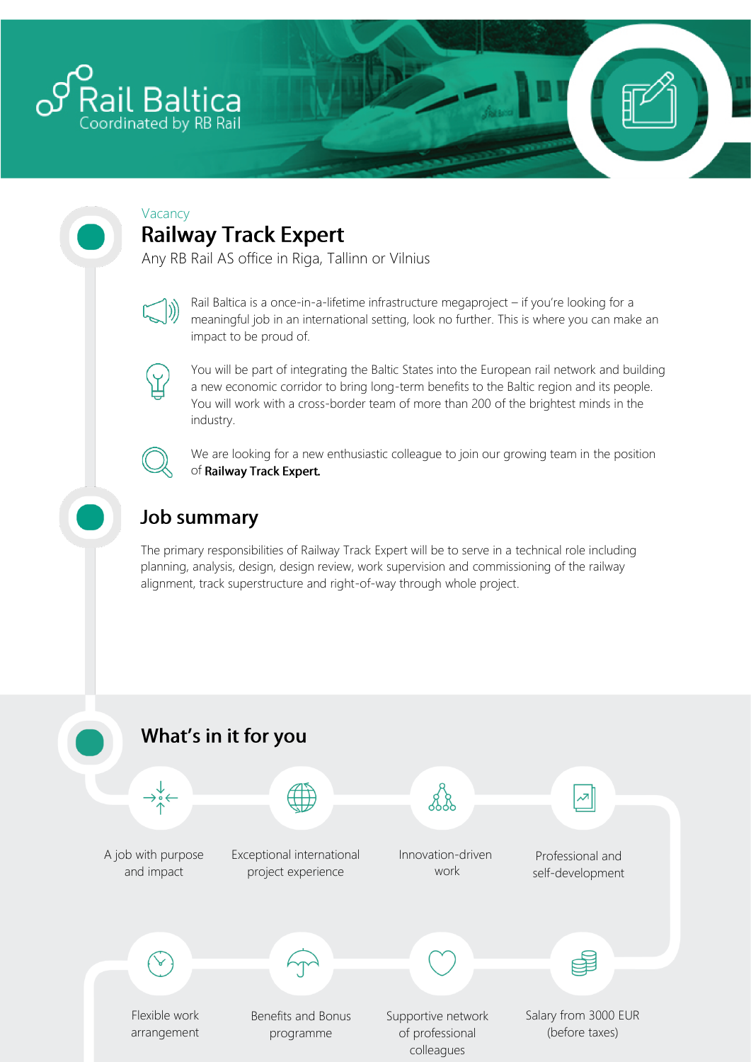Rail Baltica
Coordinated by RB Rail

Vacancy

# Railway Track Expert

Any RB Rail AS office in Riga, Tallinn or Vilnius

Rail Baltica is a once-in-a-lifetime infrastructure megaproject – if you're looking for a meaningful job in an international setting, look no further. This is where you can make an impact to be proud of.

You will be part of integrating the Baltic States into the European rail network and building a new economic corridor to bring long-term benefits to the Baltic region and its people. You will work with a cross-border team of more than 200 of the brightest minds in the industry.

We are looking for a new enthusiastic colleague to join our growing team in the position of **Railway Track Expert.**

## Job summary

The primary responsibilities of Railway Track Expert will be to serve in a technical role including planning, analysis, design, design review, work supervision and commissioning of the railway alignment, track superstructure and right-of-way through whole project.

## What's in it for you

- A job with purpose and impact
- Exceptional international project experience
- Innovation-driven work
- Professional and self-development
- Flexible work arrangement
- Benefits and Bonus programme
- Supportive network of professional colleagues
- Salary from 3000 EUR (before taxes)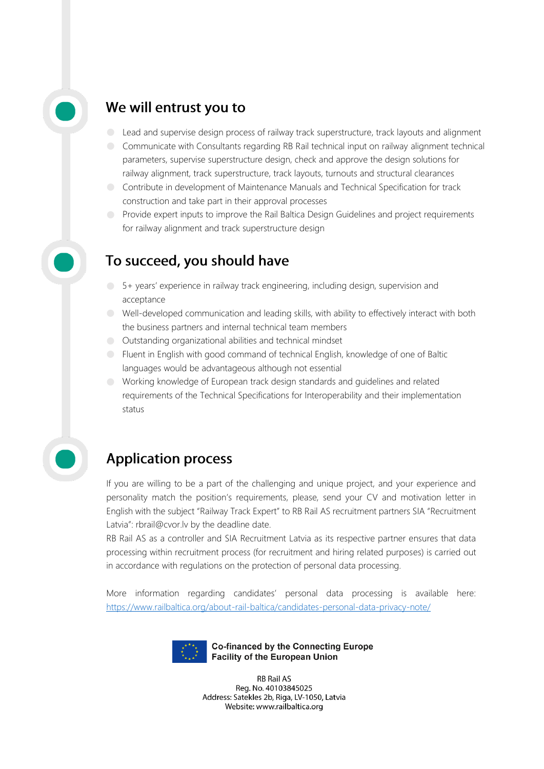## We will entrust you to

- Lead and supervise design process of railway track superstructure, track layouts and alignment
- Communicate with Consultants regarding RB Rail technical input on railway alignment technical parameters, supervise superstructure design, check and approve the design solutions for railway alignment, track superstructure, track layouts, turnouts and structural clearances
- Contribute in development of Maintenance Manuals and Technical Specification for track construction and take part in their approval processes
- Provide expert inputs to improve the Rail Baltica Design Guidelines and project requirements for railway alignment and track superstructure design

## To succeed, you should have

- 5+ years' experience in railway track engineering, including design, supervision and acceptance
- Well-developed communication and leading skills, with ability to effectively interact with both the business partners and internal technical team members
- Outstanding organizational abilities and technical mindset
- Fluent in English with good command of technical English, knowledge of one of Baltic languages would be advantageous although not essential
- Working knowledge of European track design standards and guidelines and related requirements of the Technical Specifications for Interoperability and their implementation status

## Application process

If you are willing to be a part of the challenging and unique project, and your experience and personality match the position's requirements, please, send your CV and motivation letter in English with the subject "Railway Track Expert" to RB Rail AS recruitment partners SIA "Recruitment Latvia": rbrail@cvor.lv by the deadline date.
RB Rail AS as a controller and SIA Recruitment Latvia as its respective partner ensures that data processing within recruitment process (for recruitment and hiring related purposes) is carried out in accordance with regulations on the protection of personal data processing.

More information regarding candidates' personal data processing is available here: https://www.railbaltica.org/about-rail-baltica/candidates-personal-data-privacy-note/

**Co-financed by the Connecting Europe Facility of the European Union**

RB Rail AS
Reg. No. 40103845025
Address: Satekles 2b, Riga, LV-1050, Latvia
Website: www.railbaltica.org